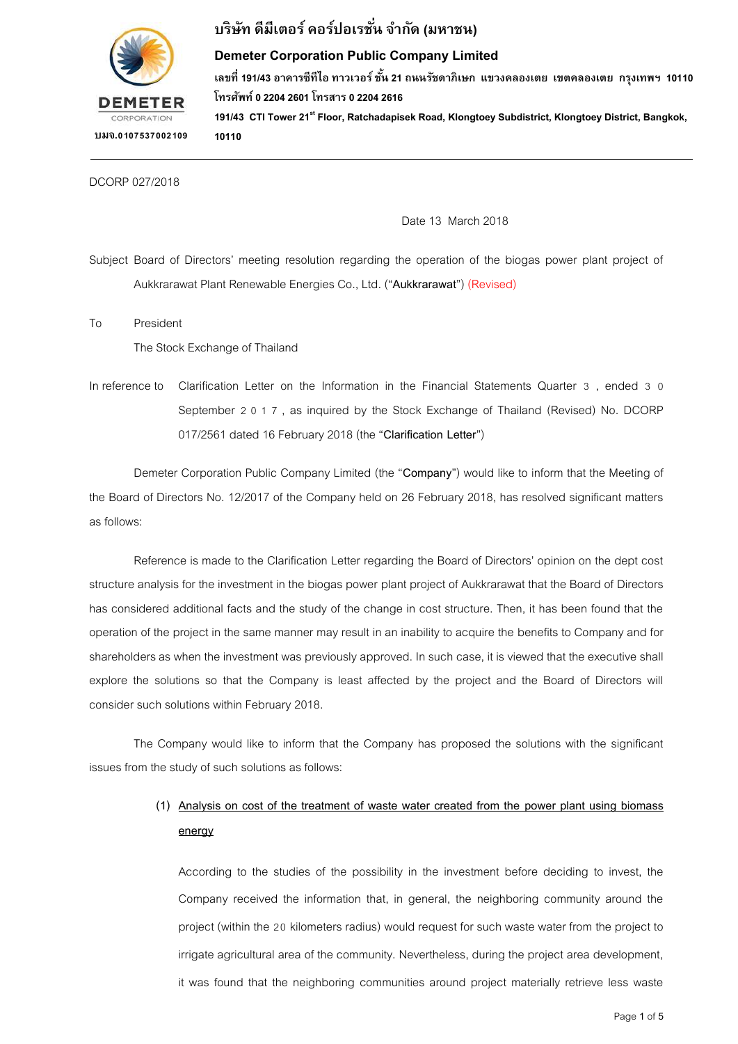**บริษัท ดีมีเตอร์ คอร์ปอเรชั่น จำกัด (มหาชน)**

**Demeter Corporation Public Company Limited**

**เลขที่ 191/43 อาคารซีทีไอ ทาวเวอร์ ชั้น 21 ถนนรัชดาภิเษก แขวงคลองเตย เขตคลองเตย กรุงเทพฯ 10110**
**โทรศัพท์ 0 2204 2601 โทรสาร 0 2204 2616**

**191/43 CTI Tower 21st Floor, Ratchadapisek Road, Klongtoey Subdistrict, Klongtoey District, Bangkok, 10110**

**บมจ.0107537002109**

---

DCORP 027/2018

Date 13 March 2018

Subject Board of Directors' meeting resolution regarding the operation of the biogas power plant project of Aukkrarawat Plant Renewable Energies Co., Ltd. ("**Aukkrarawat**") (Revised)

To President
The Stock Exchange of Thailand

In reference to Clarification Letter on the Information in the Financial Statements Quarter 3, ended 30 September 2017, as inquired by the Stock Exchange of Thailand (Revised) No. DCORP 017/2561 dated 16 February 2018 (the "**Clarification Letter**")

Demeter Corporation Public Company Limited (the "**Company**") would like to inform that the Meeting of the Board of Directors No. 12/2017 of the Company held on 26 February 2018, has resolved significant matters as follows:

Reference is made to the Clarification Letter regarding the Board of Directors' opinion on the dept cost structure analysis for the investment in the biogas power plant project of Aukkrarawat that the Board of Directors has considered additional facts and the study of the change in cost structure. Then, it has been found that the operation of the project in the same manner may result in an inability to acquire the benefits to Company and for shareholders as when the investment was previously approved. In such case, it is viewed that the executive shall explore the solutions so that the Company is least affected by the project and the Board of Directors will consider such solutions within February 2018.

The Company would like to inform that the Company has proposed the solutions with the significant issues from the study of such solutions as follows:

(1) <u>Analysis on cost of the treatment of waste water created from the power plant using biomass energy</u>

According to the studies of the possibility in the investment before deciding to invest, the Company received the information that, in general, the neighboring community around the project (within the 20 kilometers radius) would request for such waste water from the project to irrigate agricultural area of the community. Nevertheless, during the project area development, it was found that the neighboring communities around project materially retrieve less waste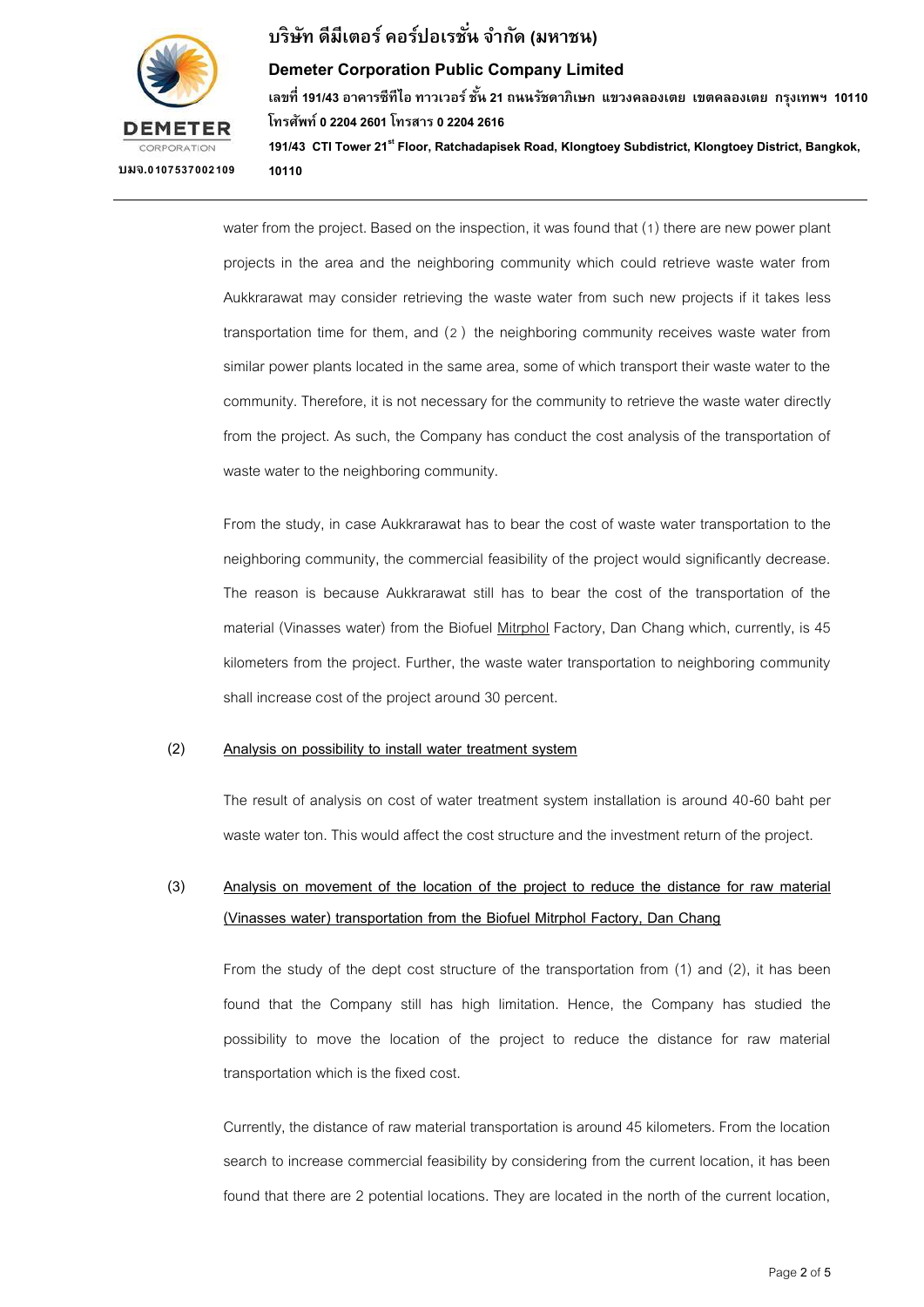water from the project. Based on the inspection, it was found that (1) there are new power plant projects in the area and the neighboring community which could retrieve waste water from Aukkrarawat may consider retrieving the waste water from such new projects if it takes less transportation time for them, and (2) the neighboring community receives waste water from similar power plants located in the same area, some of which transport their waste water to the community. Therefore, it is not necessary for the community to retrieve the waste water directly from the project. As such, the Company has conduct the cost analysis of the transportation of waste water to the neighboring community.

From the study, in case Aukkrarawat has to bear the cost of waste water transportation to the neighboring community, the commercial feasibility of the project would significantly decrease. The reason is because Aukkrarawat still has to bear the cost of the transportation of the material (Vinasses water) from the Biofuel Mitrphol Factory, Dan Chang which, currently, is 45 kilometers from the project. Further, the waste water transportation to neighboring community shall increase cost of the project around 30 percent.

(2) Analysis on possibility to install water treatment system

The result of analysis on cost of water treatment system installation is around 40-60 baht per waste water ton. This would affect the cost structure and the investment return of the project.

(3) Analysis on movement of the location of the project to reduce the distance for raw material (Vinasses water) transportation from the Biofuel Mitrphol Factory, Dan Chang

From the study of the dept cost structure of the transportation from (1) and (2), it has been found that the Company still has high limitation. Hence, the Company has studied the possibility to move the location of the project to reduce the distance for raw material transportation which is the fixed cost.

Currently, the distance of raw material transportation is around 45 kilometers. From the location search to increase commercial feasibility by considering from the current location, it has been found that there are 2 potential locations. They are located in the north of the current location,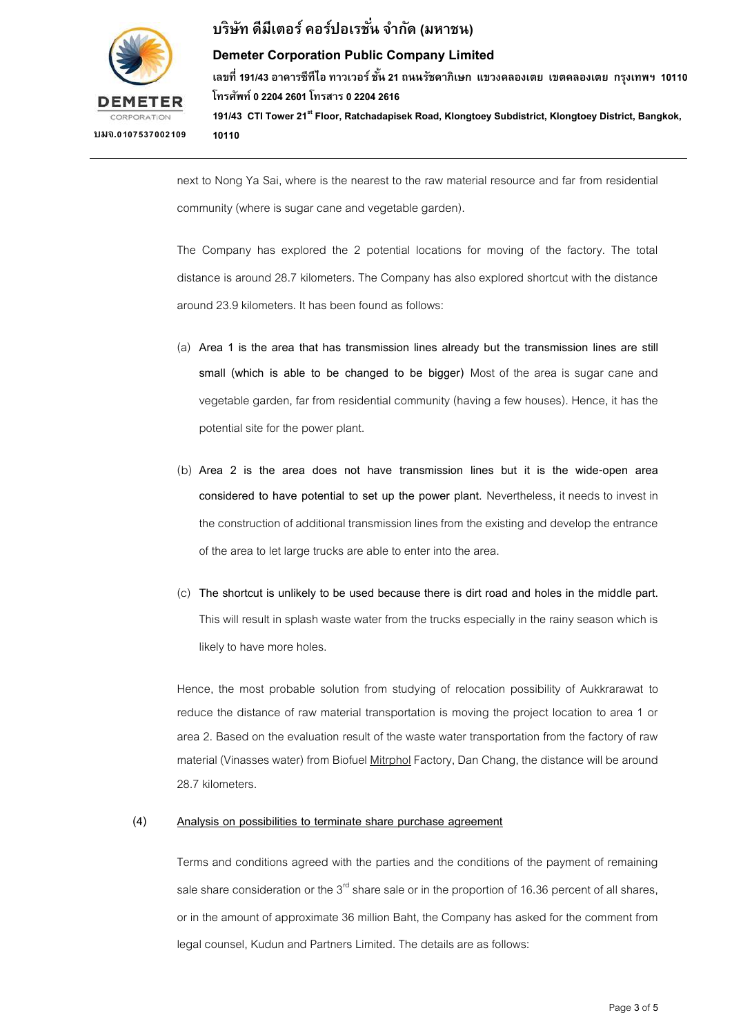next to Nong Ya Sai, where is the nearest to the raw material resource and far from residential community (where is sugar cane and vegetable garden).

The Company has explored the 2 potential locations for moving of the factory. The total distance is around 28.7 kilometers. The Company has also explored shortcut with the distance around 23.9 kilometers. It has been found as follows:

(a) **Area 1 is the area that has transmission lines already but the transmission lines are still small (which is able to be changed to be bigger)** Most of the area is sugar cane and vegetable garden, far from residential community (having a few houses). Hence, it has the potential site for the power plant.

(b) **Area 2 is the area does not have transmission lines but it is the wide-open area considered to have potential to set up the power plant.** Nevertheless, it needs to invest in the construction of additional transmission lines from the existing and develop the entrance of the area to let large trucks are able to enter into the area.

(c) **The shortcut is unlikely to be used because there is dirt road and holes in the middle part.** This will result in splash waste water from the trucks especially in the rainy season which is likely to have more holes.

Hence, the most probable solution from studying of relocation possibility of Aukkrarawat to reduce the distance of raw material transportation is moving the project location to area 1 or area 2. Based on the evaluation result of the waste water transportation from the factory of raw material (Vinasses water) from Biofuel Mitrphol Factory, Dan Chang, the distance will be around 28.7 kilometers.

(4) Analysis on possibilities to terminate share purchase agreement

Terms and conditions agreed with the parties and the conditions of the payment of remaining sale share consideration or the 3rd share sale or in the proportion of 16.36 percent of all shares, or in the amount of approximate 36 million Baht, the Company has asked for the comment from legal counsel, Kudun and Partners Limited. The details are as follows: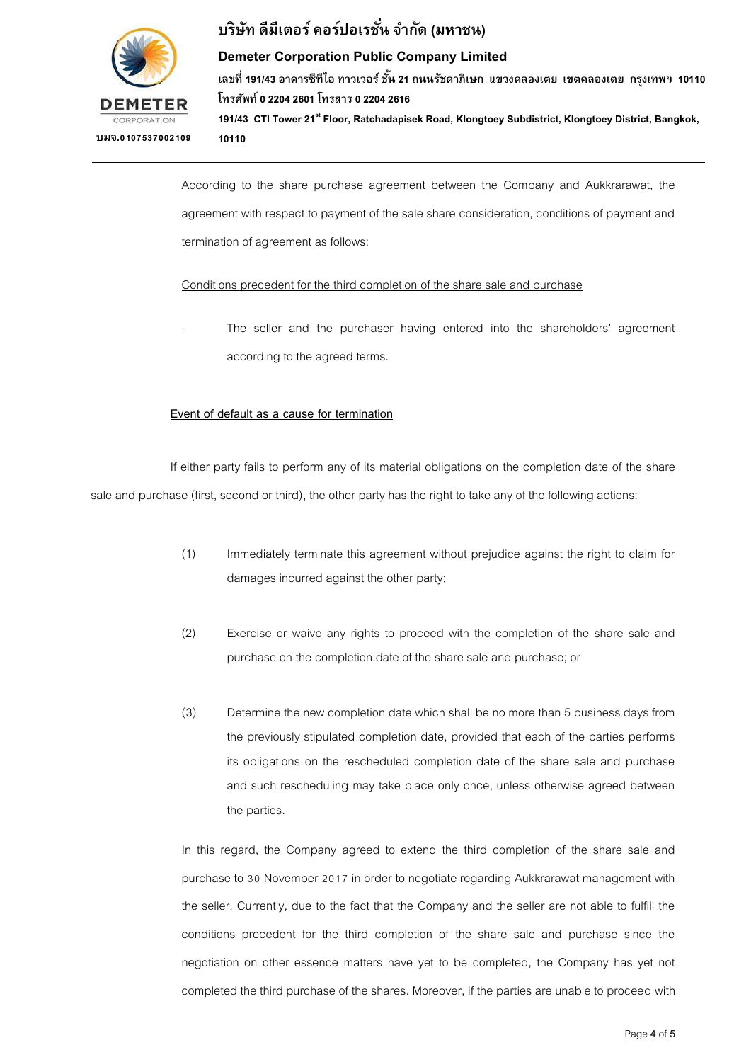According to the share purchase agreement between the Company and Aukkrarawat, the agreement with respect to payment of the sale share consideration, conditions of payment and termination of agreement as follows:

Conditions precedent for the third completion of the share sale and purchase

- The seller and the purchaser having entered into the shareholders' agreement according to the agreed terms.

**Event of default as a cause for termination**

If either party fails to perform any of its material obligations on the completion date of the share sale and purchase (first, second or third), the other party has the right to take any of the following actions:

(1) Immediately terminate this agreement without prejudice against the right to claim for damages incurred against the other party;

(2) Exercise or waive any rights to proceed with the completion of the share sale and purchase on the completion date of the share sale and purchase; or

(3) Determine the new completion date which shall be no more than 5 business days from the previously stipulated completion date, provided that each of the parties performs its obligations on the rescheduled completion date of the share sale and purchase and such rescheduling may take place only once, unless otherwise agreed between the parties.

In this regard, the Company agreed to extend the third completion of the share sale and purchase to 30 November 2017 in order to negotiate regarding Aukkrarawat management with the seller. Currently, due to the fact that the Company and the seller are not able to fulfill the conditions precedent for the third completion of the share sale and purchase since the negotiation on other essence matters have yet to be completed, the Company has yet not completed the third purchase of the shares. Moreover, if the parties are unable to proceed with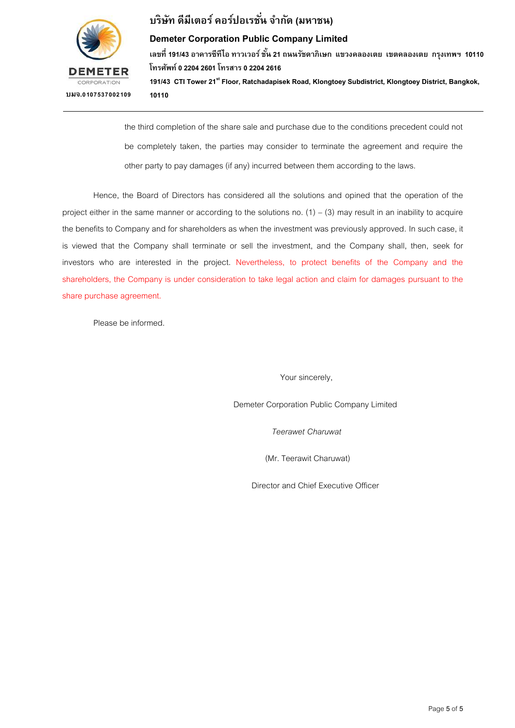the third completion of the share sale and purchase due to the conditions precedent could not be completely taken, the parties may consider to terminate the agreement and require the other party to pay damages (if any) incurred between them according to the laws.

Hence, the Board of Directors has considered all the solutions and opined that the operation of the project either in the same manner or according to the solutions no. (1) – (3) may result in an inability to acquire the benefits to Company and for shareholders as when the investment was previously approved. In such case, it is viewed that the Company shall terminate or sell the investment, and the Company shall, then, seek for investors who are interested in the project. Nevertheless, to protect benefits of the Company and the shareholders, the Company is under consideration to take legal action and claim for damages pursuant to the share purchase agreement.

Please be informed.

Your sincerely,

Demeter Corporation Public Company Limited

*Teerawet Charuwat*

(Mr. Teerawit Charuwat)

Director and Chief Executive Officer